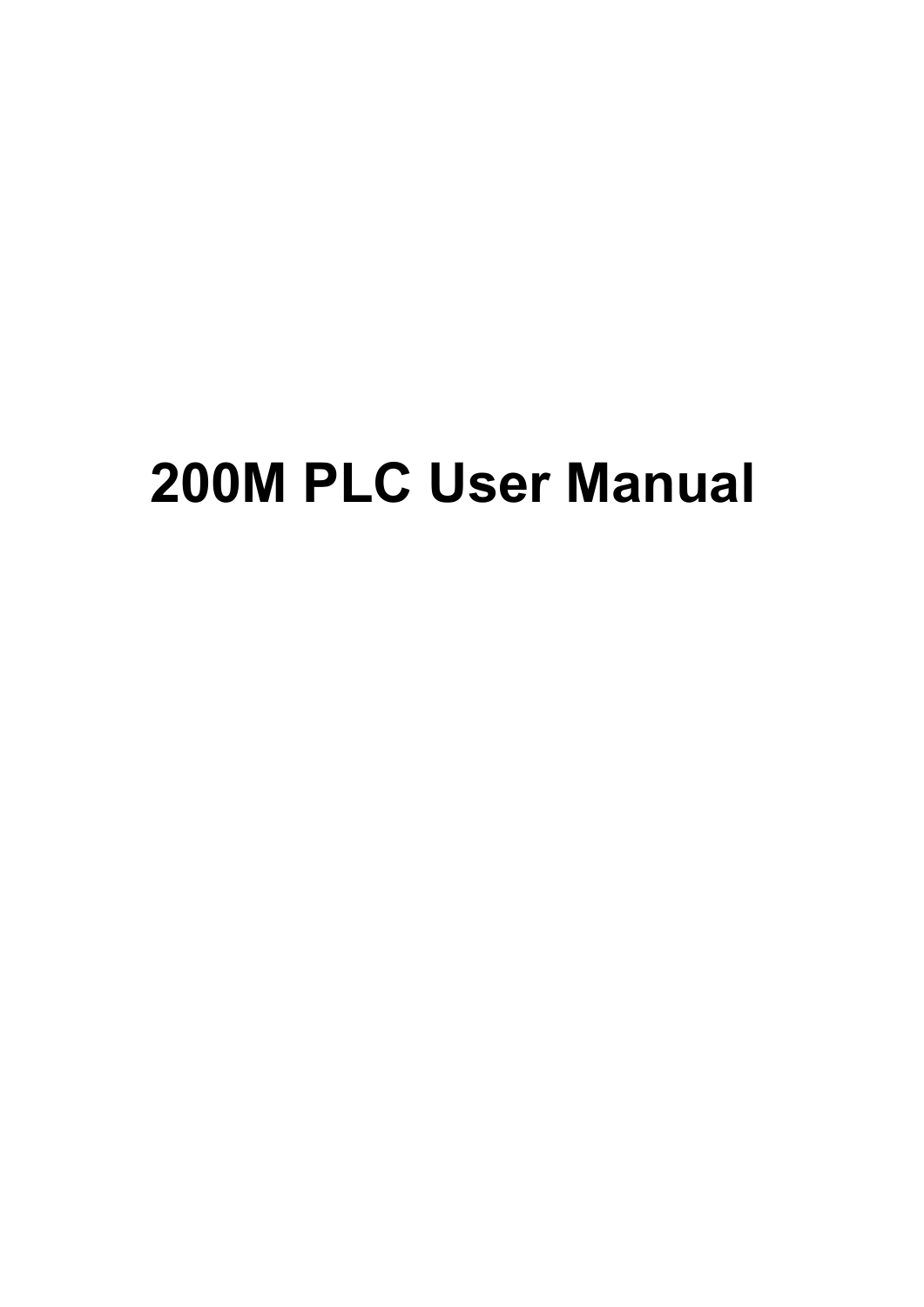# 200M PLC User Manual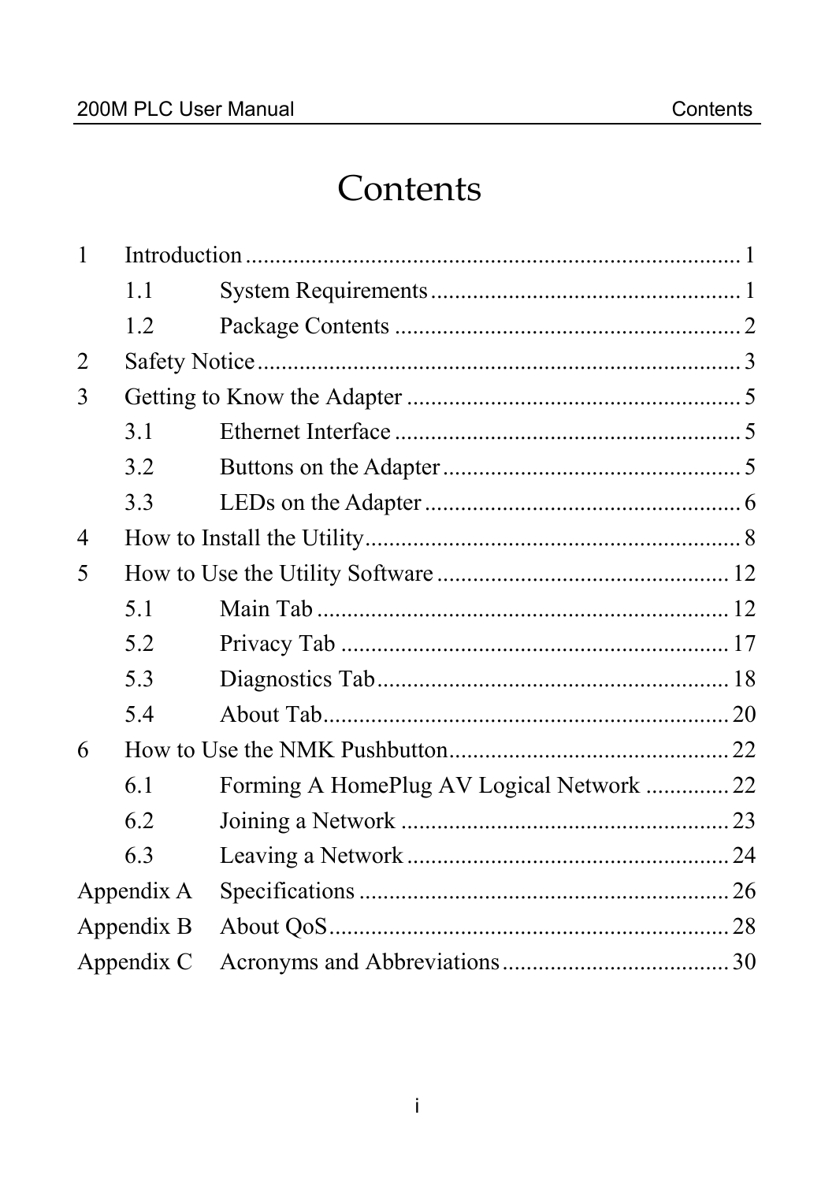# Contents

1 Introduction ........................................................................ 1

   1.1 System Requirements ........................................................ 1

   1.2 Package Contents ............................................................ 2

2 Safety Notice ........................................................................ 3

3 Getting to Know the Adapter ................................................... 5

   3.1 Ethernet Interface ............................................................ 5

   3.2 Buttons on the Adapter ..................................................... 5

   3.3 LEDs on the Adapter ........................................................ 6

4 How to Install the Utility .......................................................... 8

5 How to Use the Utility Software ............................................. 12

   5.1 Main Tab ......................................................................... 12

   5.2 Privacy Tab ..................................................................... 17

   5.3 Diagnostics Tab ............................................................... 18

   5.4 About Tab ........................................................................ 20

6 How to Use the NMK Pushbutton ........................................... 22

   6.1 Forming A HomePlug AV Logical Network .............................. 22

   6.2 Joining a Network ............................................................ 23

   6.3 Leaving a Network ........................................................... 24

Appendix A Specifications ........................................................ 26

Appendix B About QoS ............................................................. 28

Appendix C Acronyms and Abbreviations .................................... 30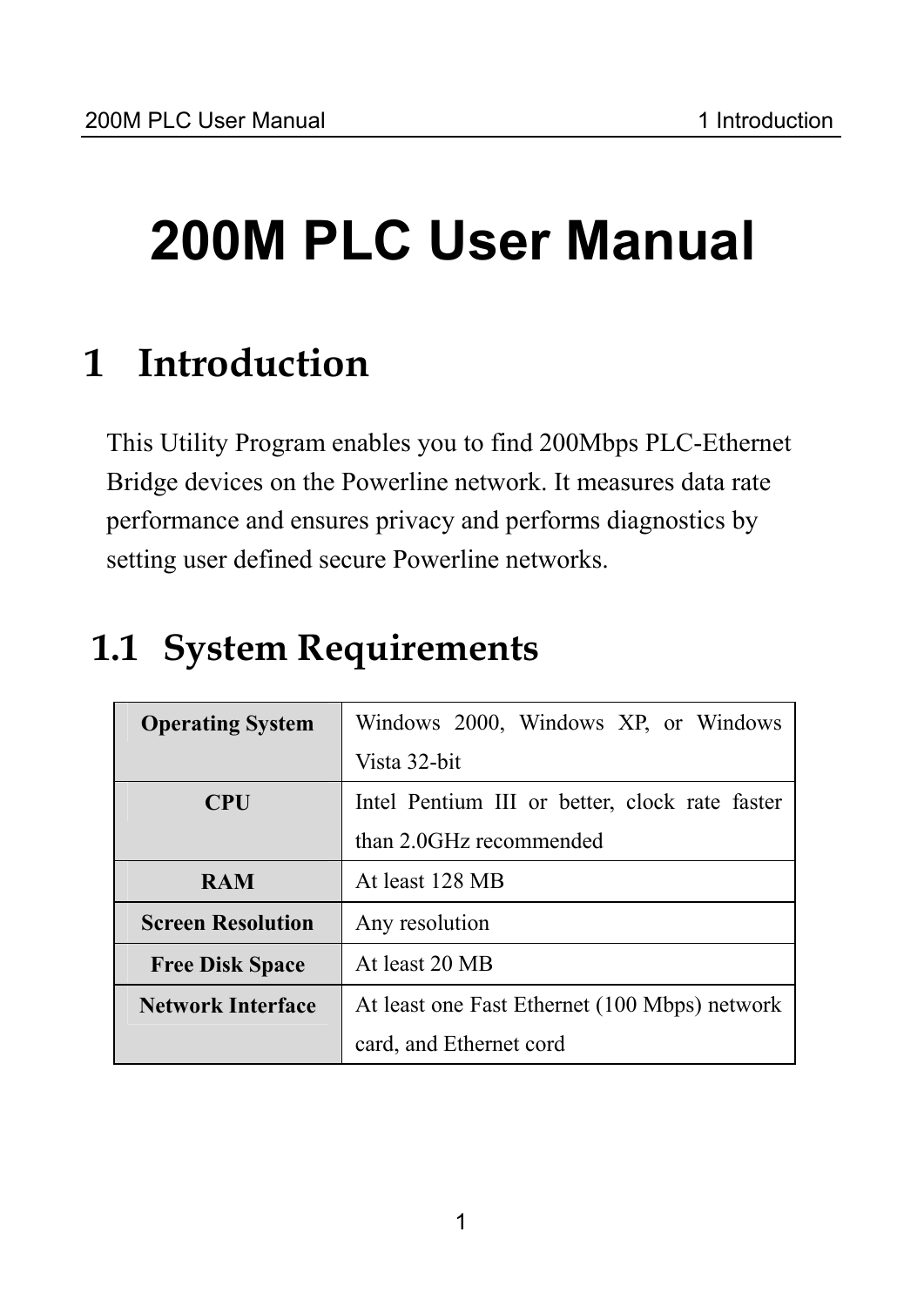# 200M PLC User Manual

## 1 Introduction

This Utility Program enables you to find 200Mbps PLC-Ethernet Bridge devices on the Powerline network. It measures data rate performance and ensures privacy and performs diagnostics by setting user defined secure Powerline networks.

### 1.1 System Requirements

| | |
|---|---|
| **Operating System** | Windows 2000, Windows XP, or Windows Vista 32-bit |
| **CPU** | Intel Pentium III or better, clock rate faster than 2.0GHz recommended |
| **RAM** | At least 128 MB |
| **Screen Resolution** | Any resolution |
| **Free Disk Space** | At least 20 MB |
| **Network Interface** | At least one Fast Ethernet (100 Mbps) network card, and Ethernet cord |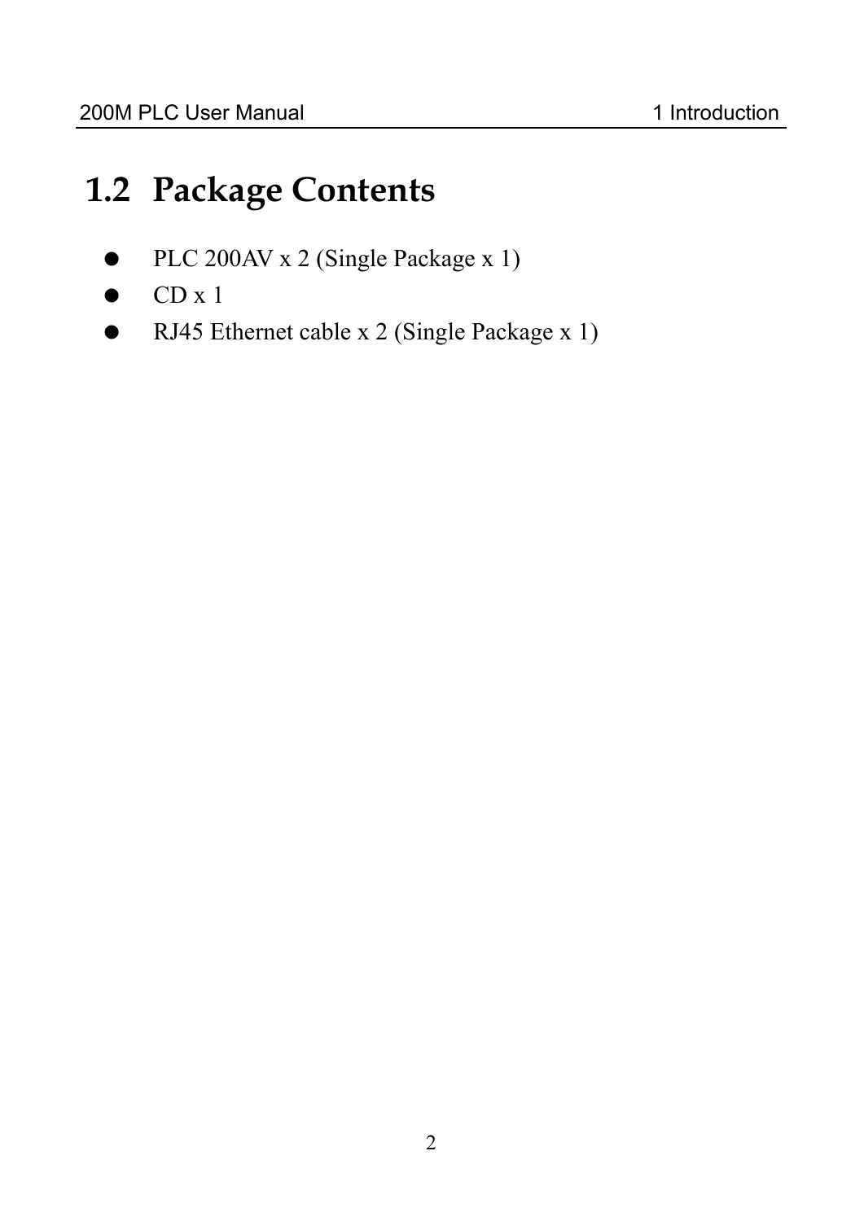## 1.2 Package Contents

- PLC 200AV x 2 (Single Package x 1)
- CD x 1
- RJ45 Ethernet cable x 2 (Single Package x 1)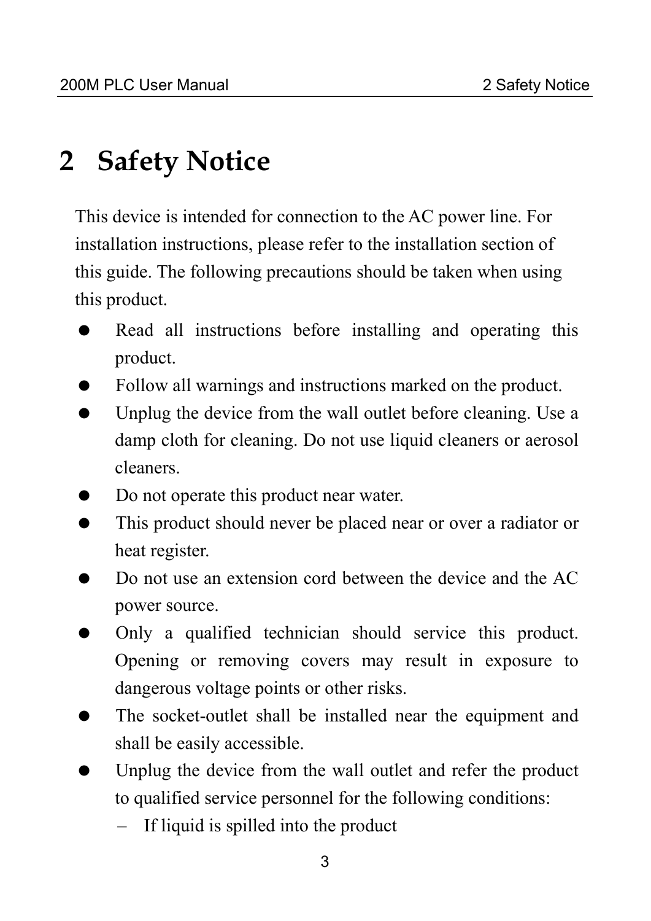# 2 Safety Notice

This device is intended for connection to the AC power line. For installation instructions, please refer to the installation section of this guide. The following precautions should be taken when using this product.

- Read all instructions before installing and operating this product.
- Follow all warnings and instructions marked on the product.
- Unplug the device from the wall outlet before cleaning. Use a damp cloth for cleaning. Do not use liquid cleaners or aerosol cleaners.
- Do not operate this product near water.
- This product should never be placed near or over a radiator or heat register.
- Do not use an extension cord between the device and the AC power source.
- Only a qualified technician should service this product. Opening or removing covers may result in exposure to dangerous voltage points or other risks.
- The socket-outlet shall be installed near the equipment and shall be easily accessible.
- Unplug the device from the wall outlet and refer the product to qualified service personnel for the following conditions:
  - If liquid is spilled into the product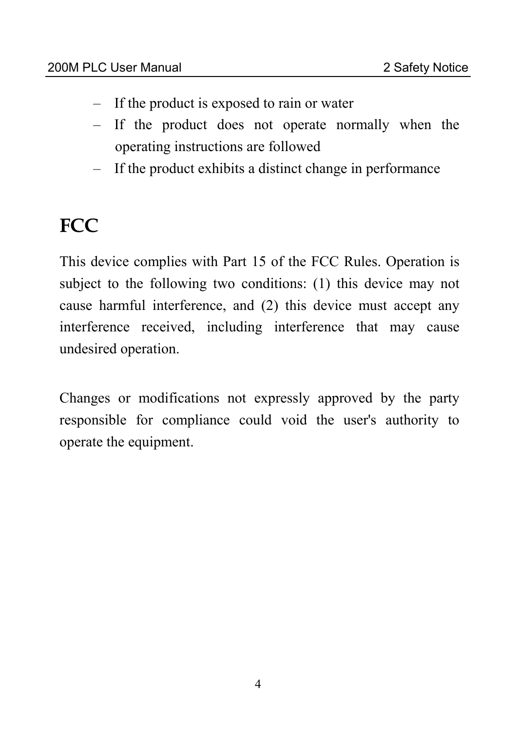- If the product is exposed to rain or water
- If the product does not operate normally when the operating instructions are followed
- If the product exhibits a distinct change in performance

## FCC

This device complies with Part 15 of the FCC Rules. Operation is subject to the following two conditions: (1) this device may not cause harmful interference, and (2) this device must accept any interference received, including interference that may cause undesired operation.

Changes or modifications not expressly approved by the party responsible for compliance could void the user's authority to operate the equipment.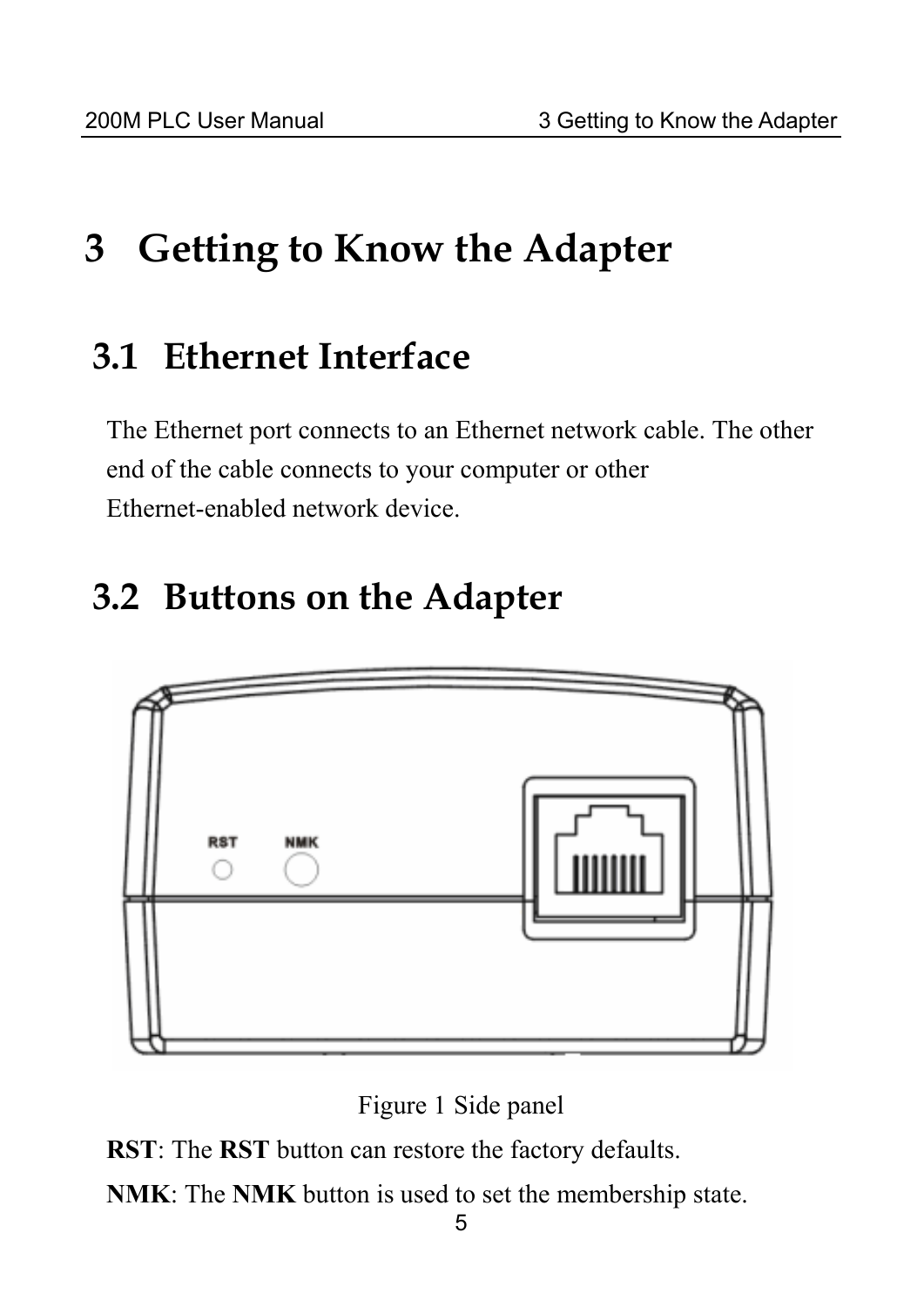# 3 Getting to Know the Adapter

## 3.1 Ethernet Interface

The Ethernet port connects to an Ethernet network cable. The other end of the cable connects to your computer or other Ethernet-enabled network device.

## 3.2 Buttons on the Adapter

Figure 1 Side panel

**RST**: The **RST** button can restore the factory defaults.

**NMK**: The **NMK** button is used to set the membership state.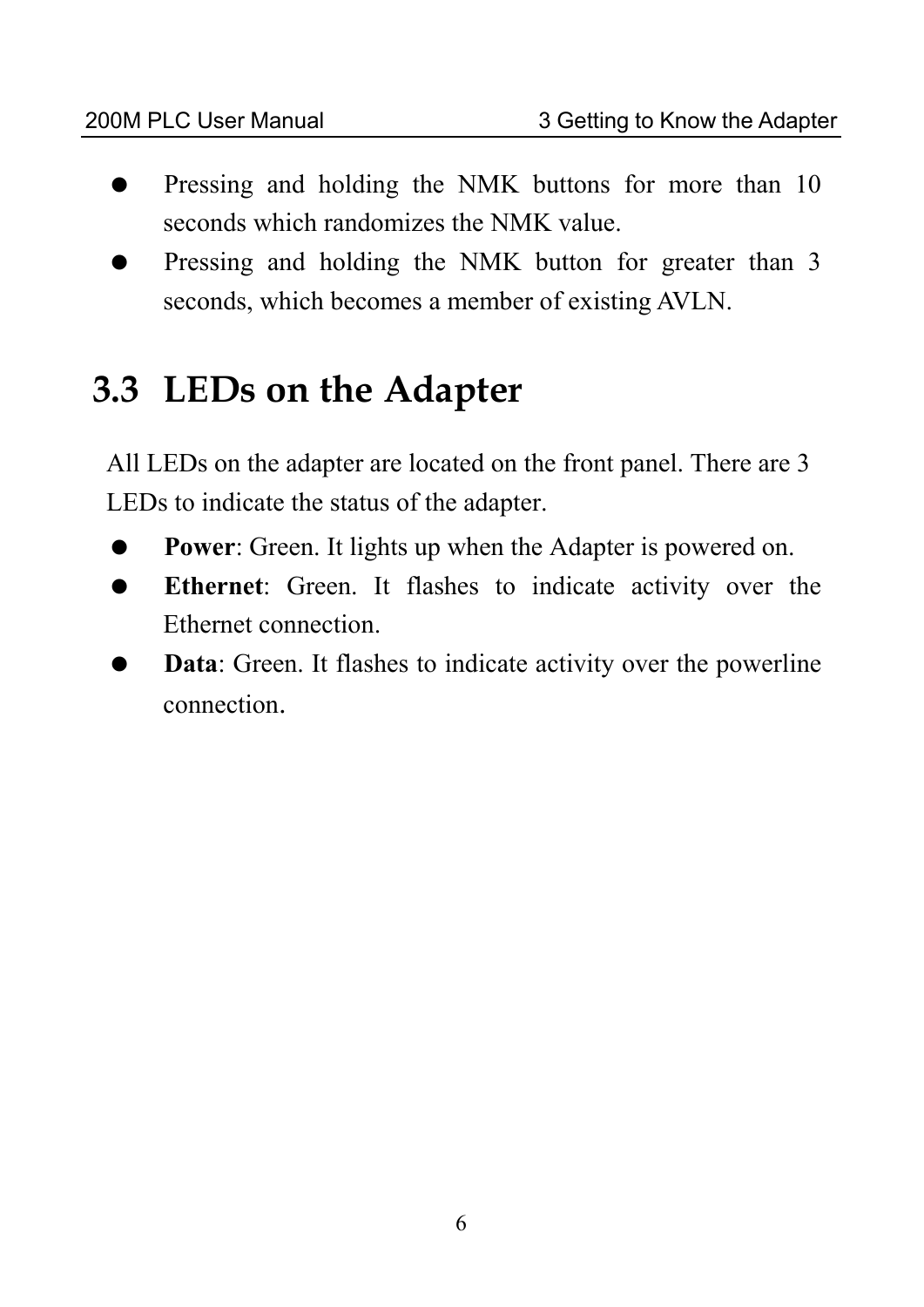- Pressing and holding the NMK buttons for more than 10 seconds which randomizes the NMK value.
- Pressing and holding the NMK button for greater than 3 seconds, which becomes a member of existing AVLN.

## 3.3 LEDs on the Adapter

All LEDs on the adapter are located on the front panel. There are 3 LEDs to indicate the status of the adapter.

- **Power**: Green. It lights up when the Adapter is powered on.
- **Ethernet**: Green. It flashes to indicate activity over the Ethernet connection.
- **Data**: Green. It flashes to indicate activity over the powerline connection.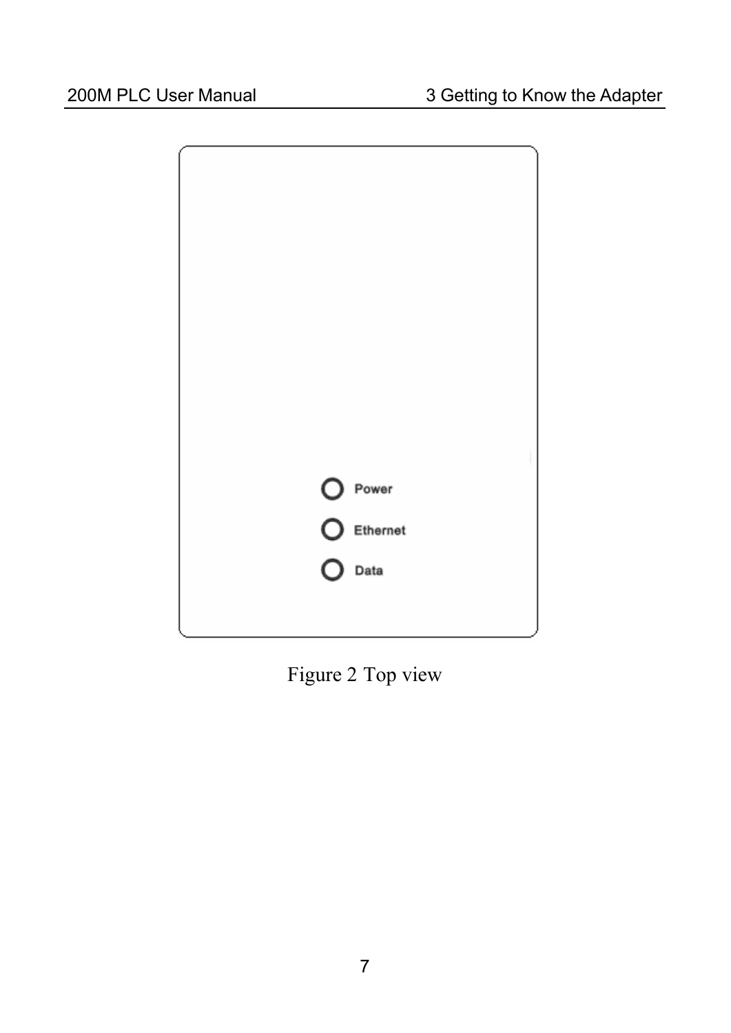Power

Ethernet

Data

Figure 2 Top view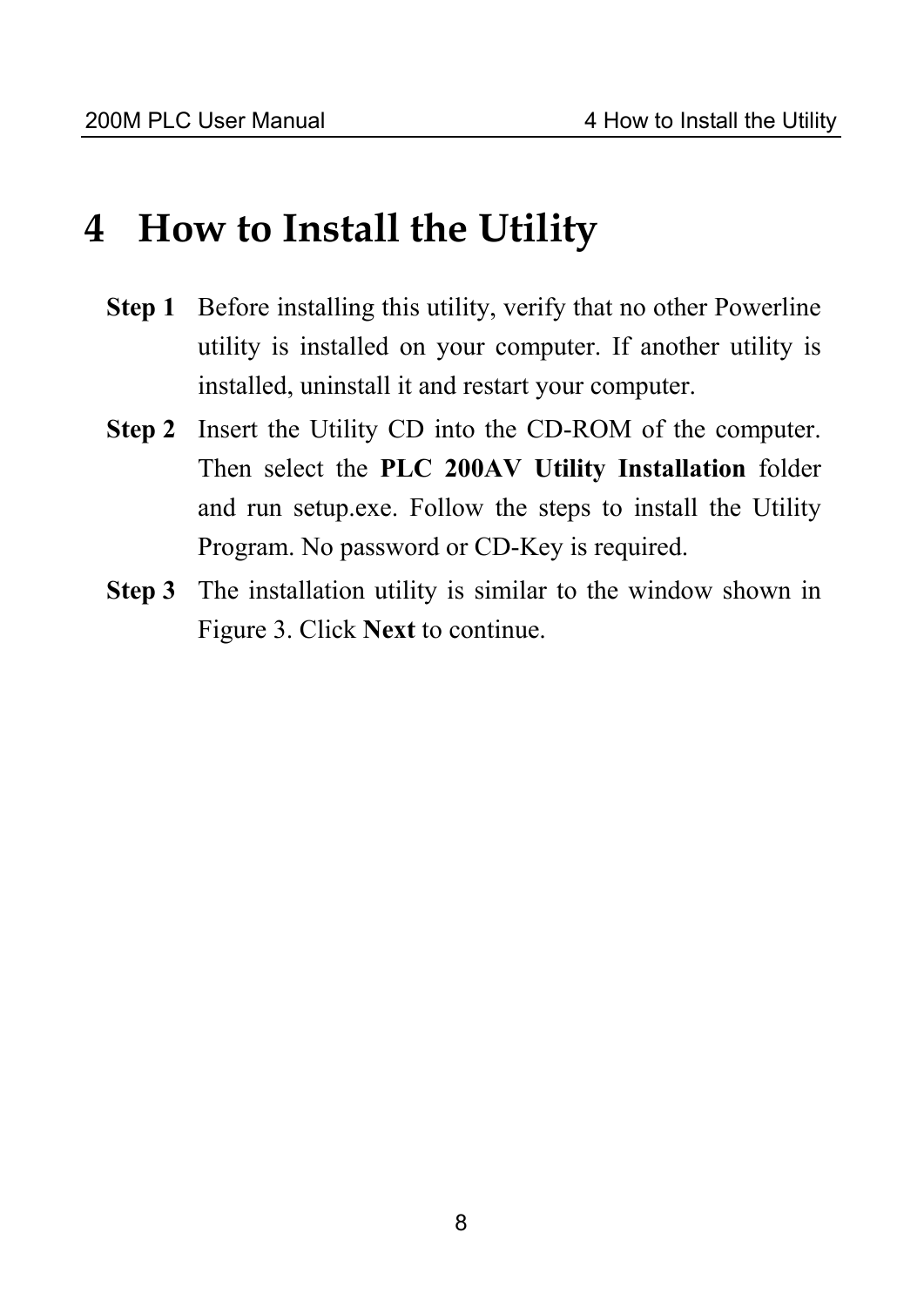# 4 How to Install the Utility

**Step 1** Before installing this utility, verify that no other Powerline utility is installed on your computer. If another utility is installed, uninstall it and restart your computer.

**Step 2** Insert the Utility CD into the CD-ROM of the computer. Then select the **PLC 200AV Utility Installation** folder and run setup.exe. Follow the steps to install the Utility Program. No password or CD-Key is required.

**Step 3** The installation utility is similar to the window shown in Figure 3. Click **Next** to continue.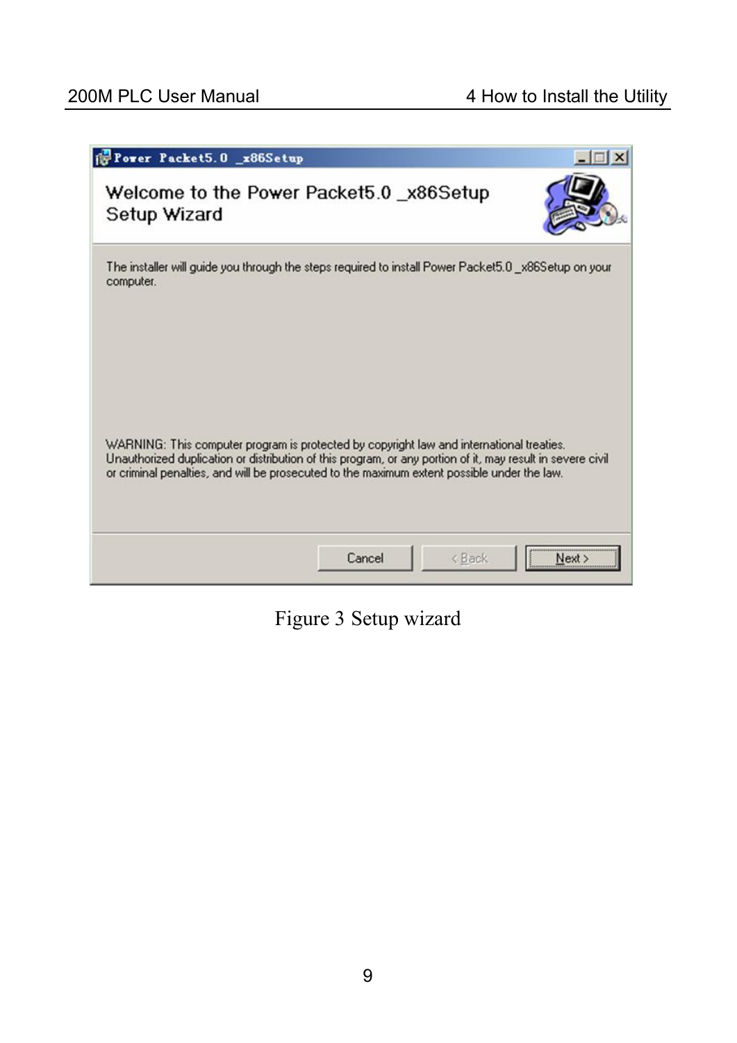Figure 3 Setup wizard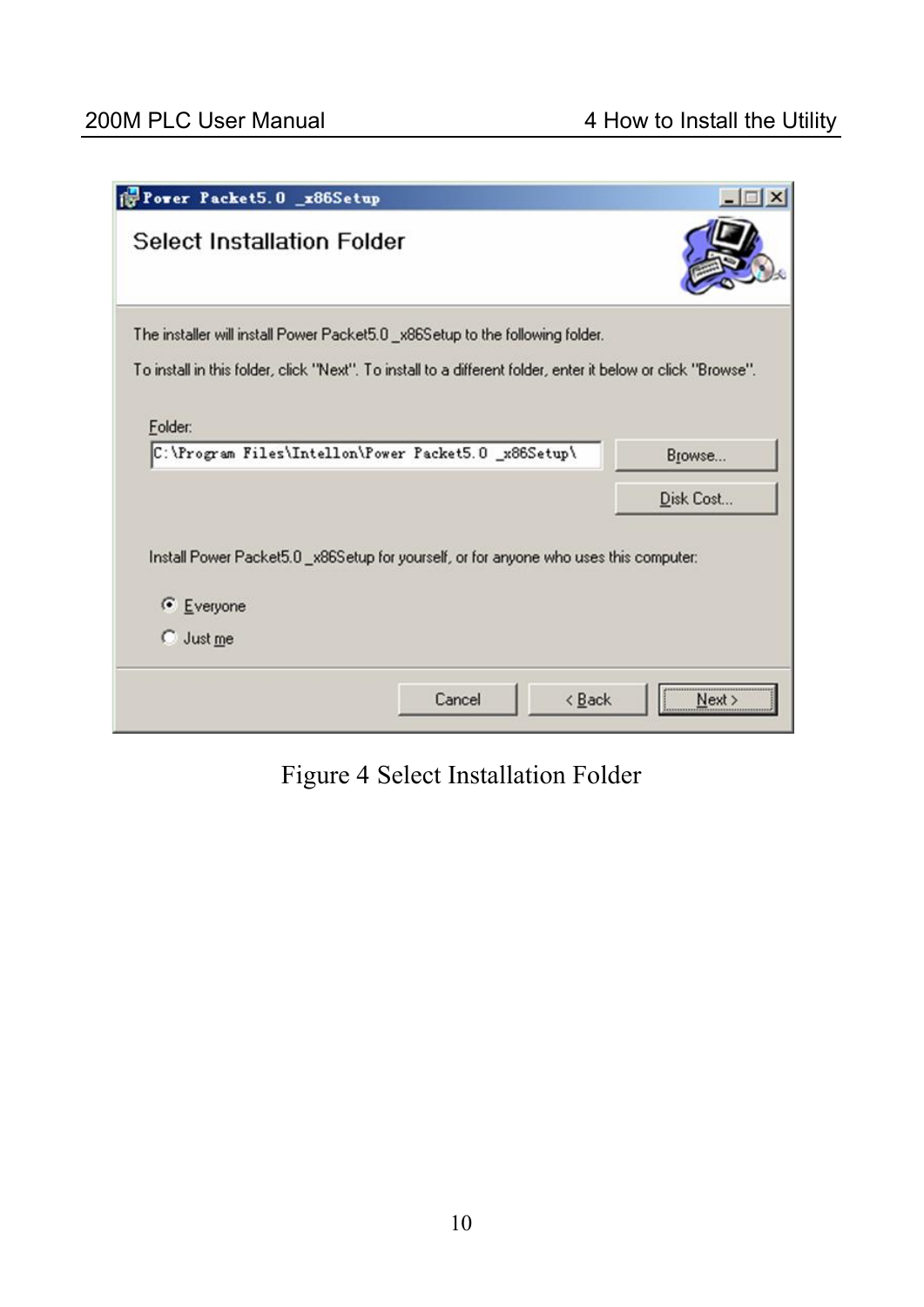Figure 4 Select Installation Folder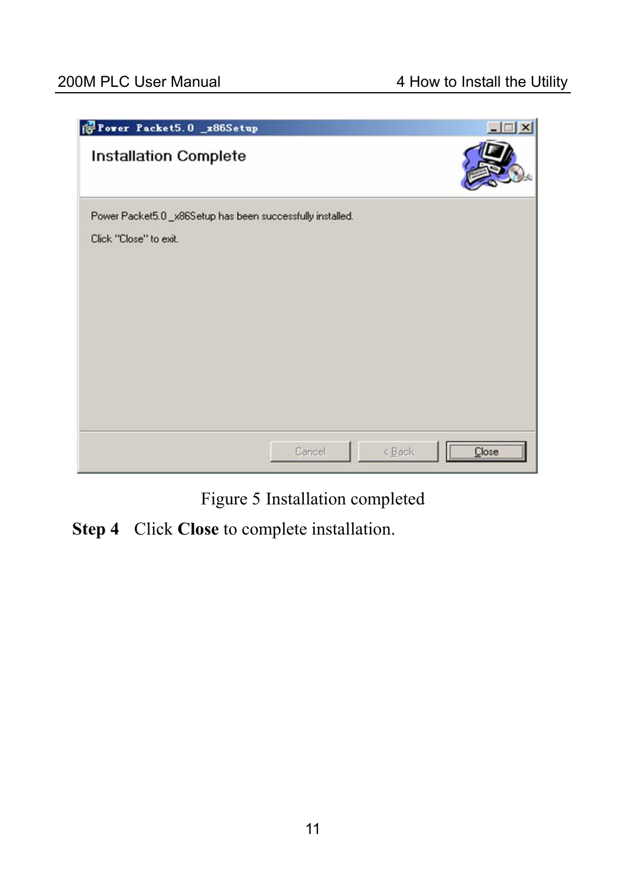Figure 5 Installation completed

**Step 4** Click **Close** to complete installation.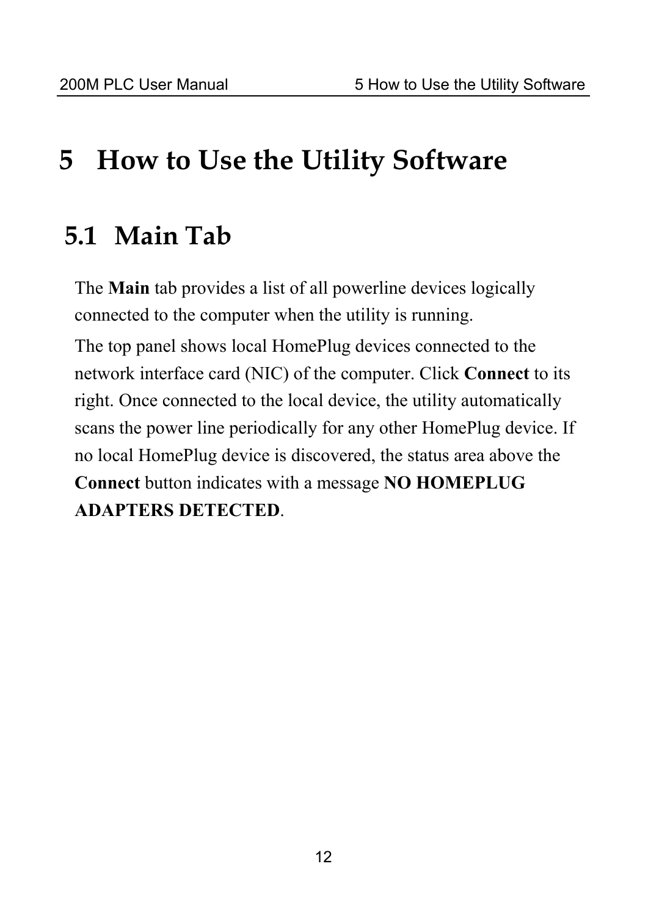# 5 How to Use the Utility Software

## 5.1 Main Tab

The **Main** tab provides a list of all powerline devices logically connected to the computer when the utility is running.

The top panel shows local HomePlug devices connected to the network interface card (NIC) of the computer. Click **Connect** to its right. Once connected to the local device, the utility automatically scans the power line periodically for any other HomePlug device. If no local HomePlug device is discovered, the status area above the **Connect** button indicates with a message **NO HOMEPLUG ADAPTERS DETECTED**.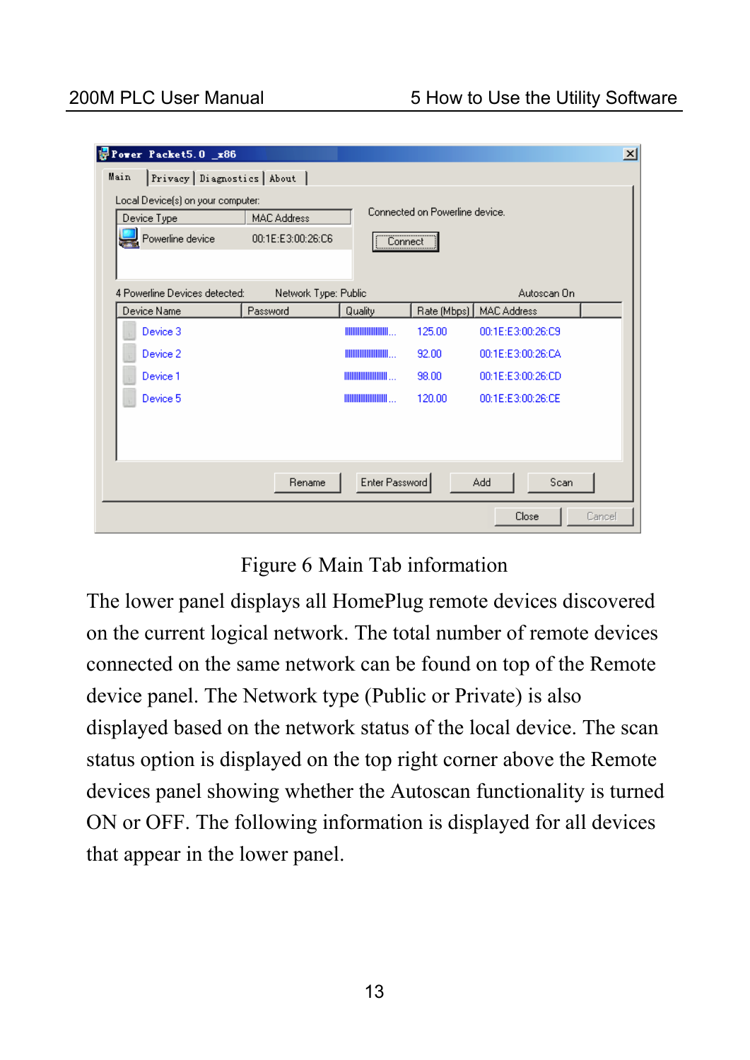Figure 6 Main Tab information

The lower panel displays all HomePlug remote devices discovered on the current logical network. The total number of remote devices connected on the same network can be found on top of the Remote device panel. The Network type (Public or Private) is also displayed based on the network status of the local device. The scan status option is displayed on the top right corner above the Remote devices panel showing whether the Autoscan functionality is turned ON or OFF. The following information is displayed for all devices that appear in the lower panel.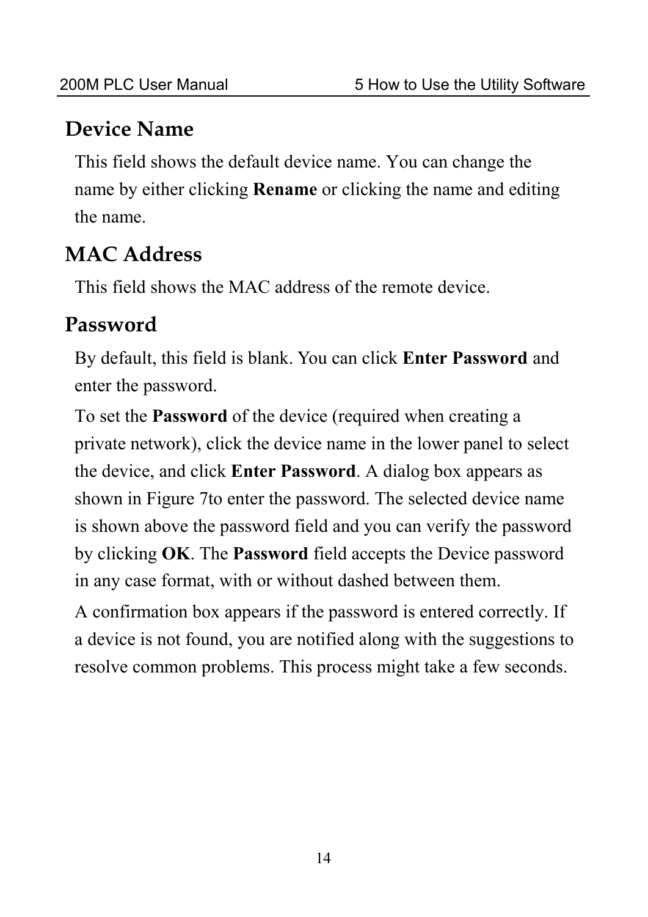## Device Name

This field shows the default device name. You can change the name by either clicking **Rename** or clicking the name and editing the name.

## MAC Address

This field shows the MAC address of the remote device.

## Password

By default, this field is blank. You can click **Enter Password** and enter the password.

To set the **Password** of the device (required when creating a private network), click the device name in the lower panel to select the device, and click **Enter Password**. A dialog box appears as shown in Figure 7to enter the password. The selected device name is shown above the password field and you can verify the password by clicking **OK**. The **Password** field accepts the Device password in any case format, with or without dashed between them.

A confirmation box appears if the password is entered correctly. If a device is not found, you are notified along with the suggestions to resolve common problems. This process might take a few seconds.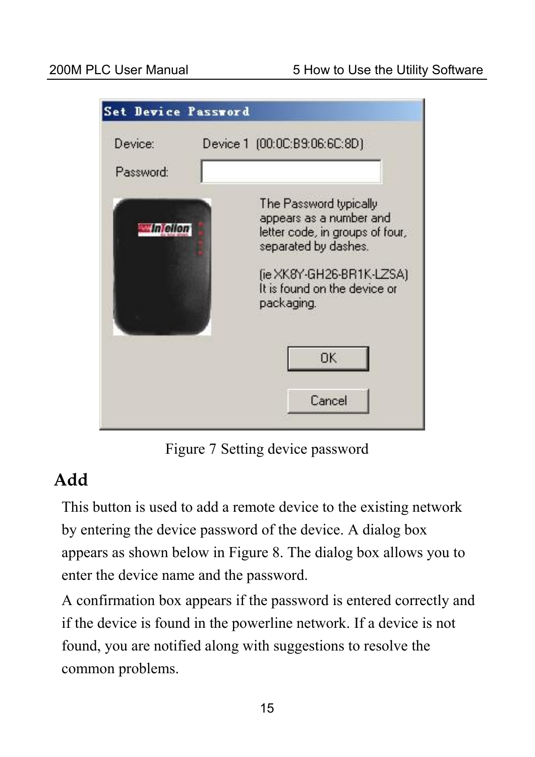Figure 7 Setting device password

## Add

This button is used to add a remote device to the existing network by entering the device password of the device. A dialog box appears as shown below in Figure 8. The dialog box allows you to enter the device name and the password.

A confirmation box appears if the password is entered correctly and if the device is found in the powerline network. If a device is not found, you are notified along with suggestions to resolve the common problems.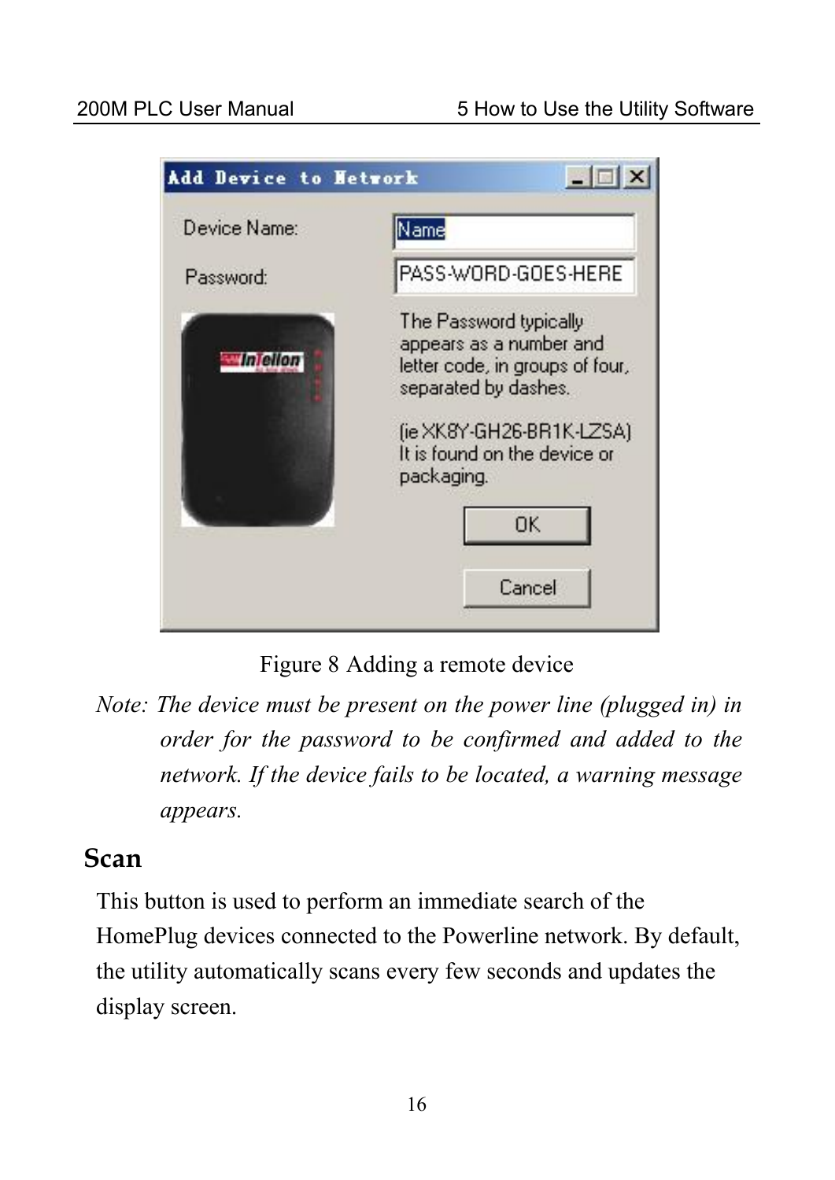Figure 8 Adding a remote device

*Note: The device must be present on the power line (plugged in) in order for the password to be confirmed and added to the network. If the device fails to be located, a warning message appears.*

## Scan

This button is used to perform an immediate search of the HomePlug devices connected to the Powerline network. By default, the utility automatically scans every few seconds and updates the display screen.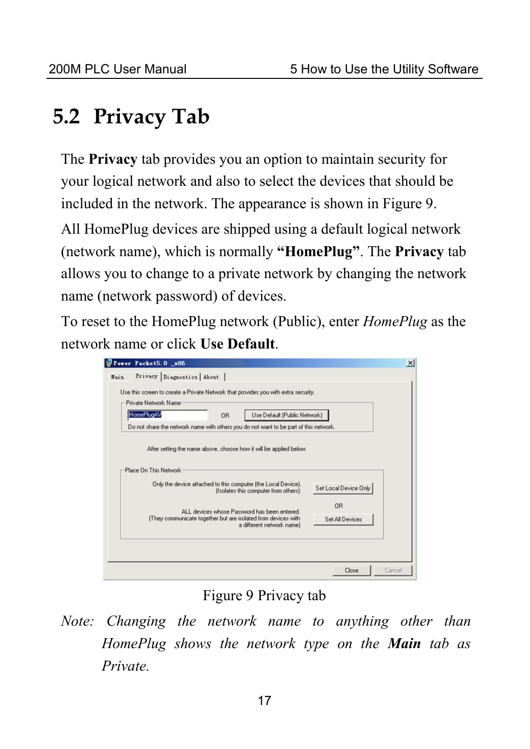## 5.2 Privacy Tab

The **Privacy** tab provides you an option to maintain security for your logical network and also to select the devices that should be included in the network. The appearance is shown in Figure 9.

All HomePlug devices are shipped using a default logical network (network name), which is normally **"HomePlug"**. The **Privacy** tab allows you to change to a private network by changing the network name (network password) of devices.

To reset to the HomePlug network (Public), enter *HomePlug* as the network name or click **Use Default**.

Figure 9 Privacy tab

*Note: Changing the network name to anything other than HomePlug shows the network type on the **Main** tab as Private.*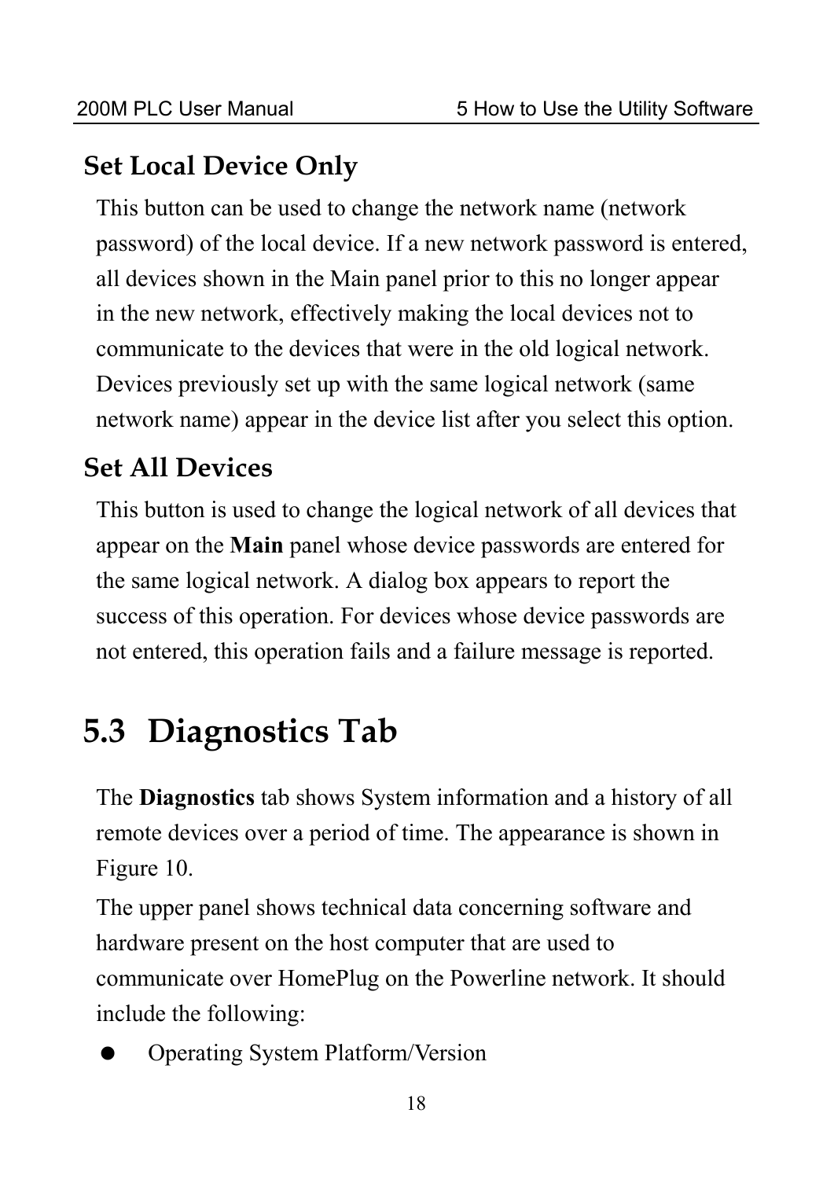### Set Local Device Only

This button can be used to change the network name (network password) of the local device. If a new network password is entered, all devices shown in the Main panel prior to this no longer appear in the new network, effectively making the local devices not to communicate to the devices that were in the old logical network. Devices previously set up with the same logical network (same network name) appear in the device list after you select this option.

### Set All Devices

This button is used to change the logical network of all devices that appear on the **Main** panel whose device passwords are entered for the same logical network. A dialog box appears to report the success of this operation. For devices whose device passwords are not entered, this operation fails and a failure message is reported.

## 5.3 Diagnostics Tab

The **Diagnostics** tab shows System information and a history of all remote devices over a period of time. The appearance is shown in Figure 10.

The upper panel shows technical data concerning software and hardware present on the host computer that are used to communicate over HomePlug on the Powerline network. It should include the following:

- Operating System Platform/Version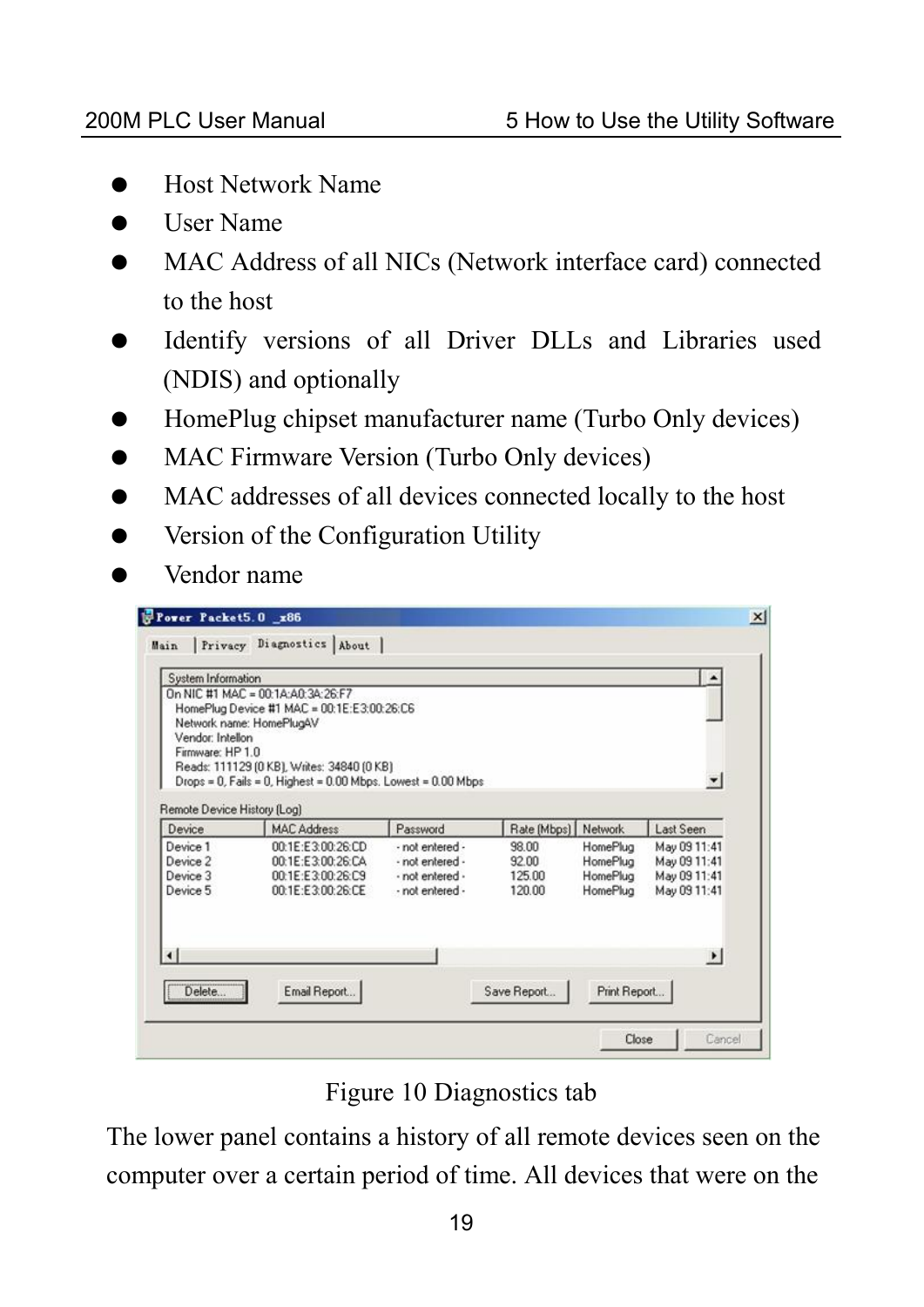- Host Network Name
- User Name
- MAC Address of all NICs (Network interface card) connected to the host
- Identify versions of all Driver DLLs and Libraries used (NDIS) and optionally
- HomePlug chipset manufacturer name (Turbo Only devices)
- MAC Firmware Version (Turbo Only devices)
- MAC addresses of all devices connected locally to the host
- Version of the Configuration Utility
- Vendor name

Figure 10 Diagnostics tab

The lower panel contains a history of all remote devices seen on the computer over a certain period of time. All devices that were on the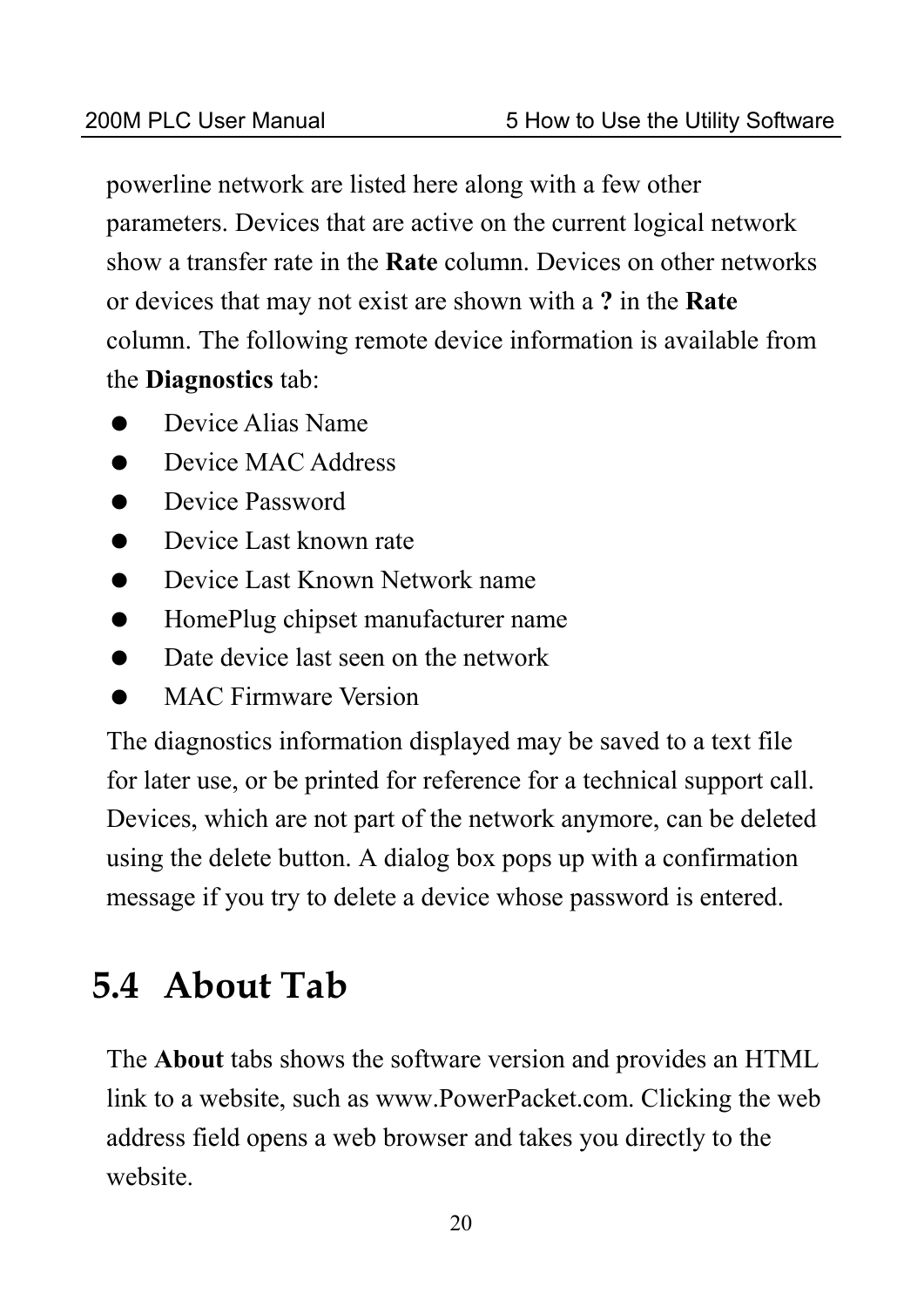powerline network are listed here along with a few other parameters. Devices that are active on the current logical network show a transfer rate in the **Rate** column. Devices on other networks or devices that may not exist are shown with a **?** in the **Rate** column. The following remote device information is available from the **Diagnostics** tab:

- Device Alias Name
- Device MAC Address
- Device Password
- Device Last known rate
- Device Last Known Network name
- HomePlug chipset manufacturer name
- Date device last seen on the network
- MAC Firmware Version

The diagnostics information displayed may be saved to a text file for later use, or be printed for reference for a technical support call. Devices, which are not part of the network anymore, can be deleted using the delete button. A dialog box pops up with a confirmation message if you try to delete a device whose password is entered.

## 5.4 About Tab

The **About** tabs shows the software version and provides an HTML link to a website, such as www.PowerPacket.com. Clicking the web address field opens a web browser and takes you directly to the website.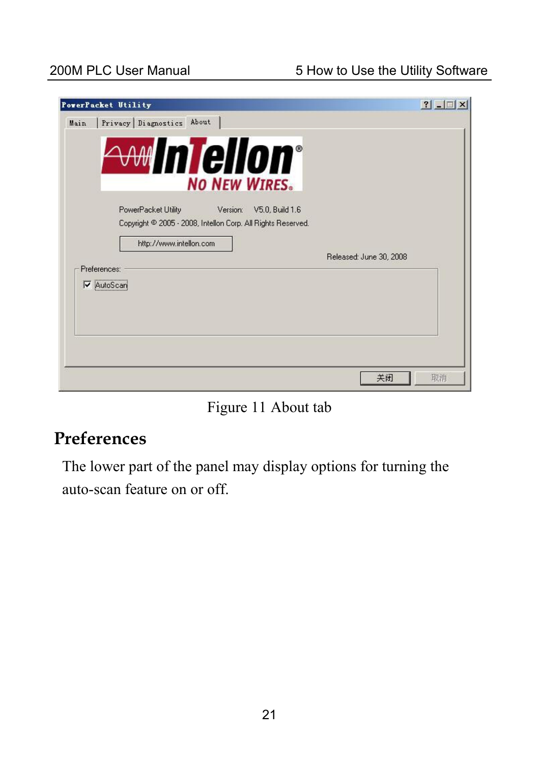PowerPacket Utility

Main | Privacy | Diagnostics | About

InTellon® NO NEW WIRES.

PowerPacket Utility    Version: V5.0, Build 1.6

Copyright © 2005 - 2008, Intellon Corp. All Rights Reserved.

http://www.intellon.com

Released: June 30, 2008

Preferences:

☑ AutoScan

关闭 取消

Figure 11 About tab

## Preferences

The lower part of the panel may display options for turning the auto-scan feature on or off.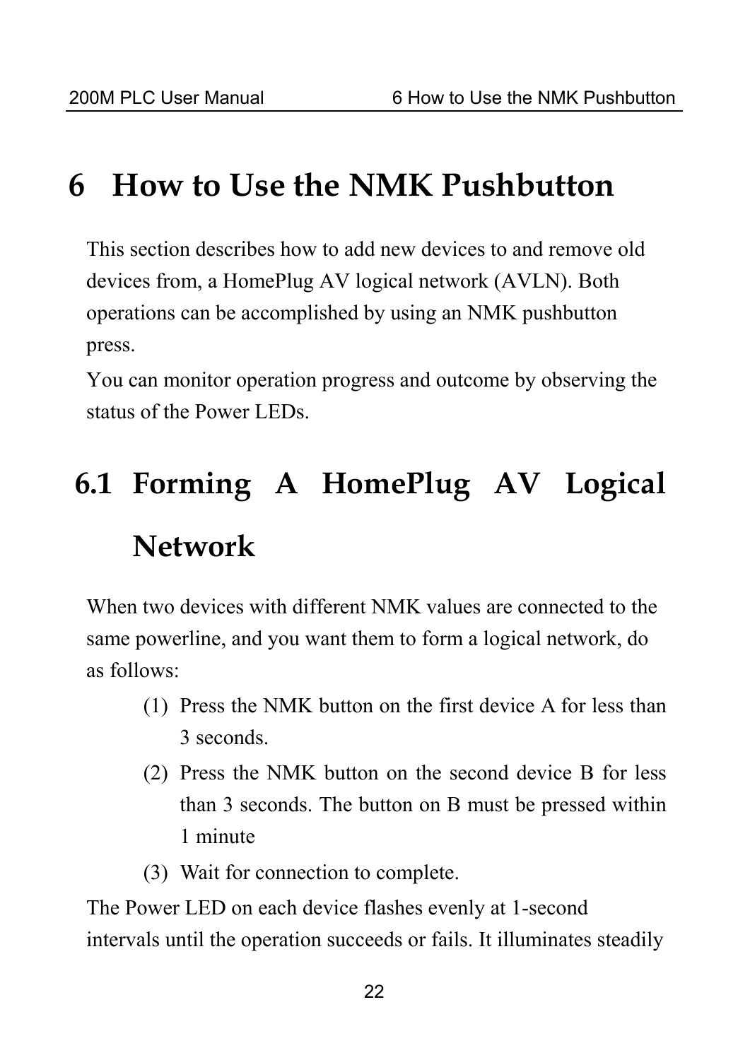# 6 How to Use the NMK Pushbutton

This section describes how to add new devices to and remove old devices from, a HomePlug AV logical network (AVLN). Both operations can be accomplished by using an NMK pushbutton press.

You can monitor operation progress and outcome by observing the status of the Power LEDs.

## 6.1 Forming A HomePlug AV Logical Network

When two devices with different NMK values are connected to the same powerline, and you want them to form a logical network, do as follows:

(1) Press the NMK button on the first device A for less than 3 seconds.

(2) Press the NMK button on the second device B for less than 3 seconds. The button on B must be pressed within 1 minute

(3) Wait for connection to complete.

The Power LED on each device flashes evenly at 1-second intervals until the operation succeeds or fails. It illuminates steadily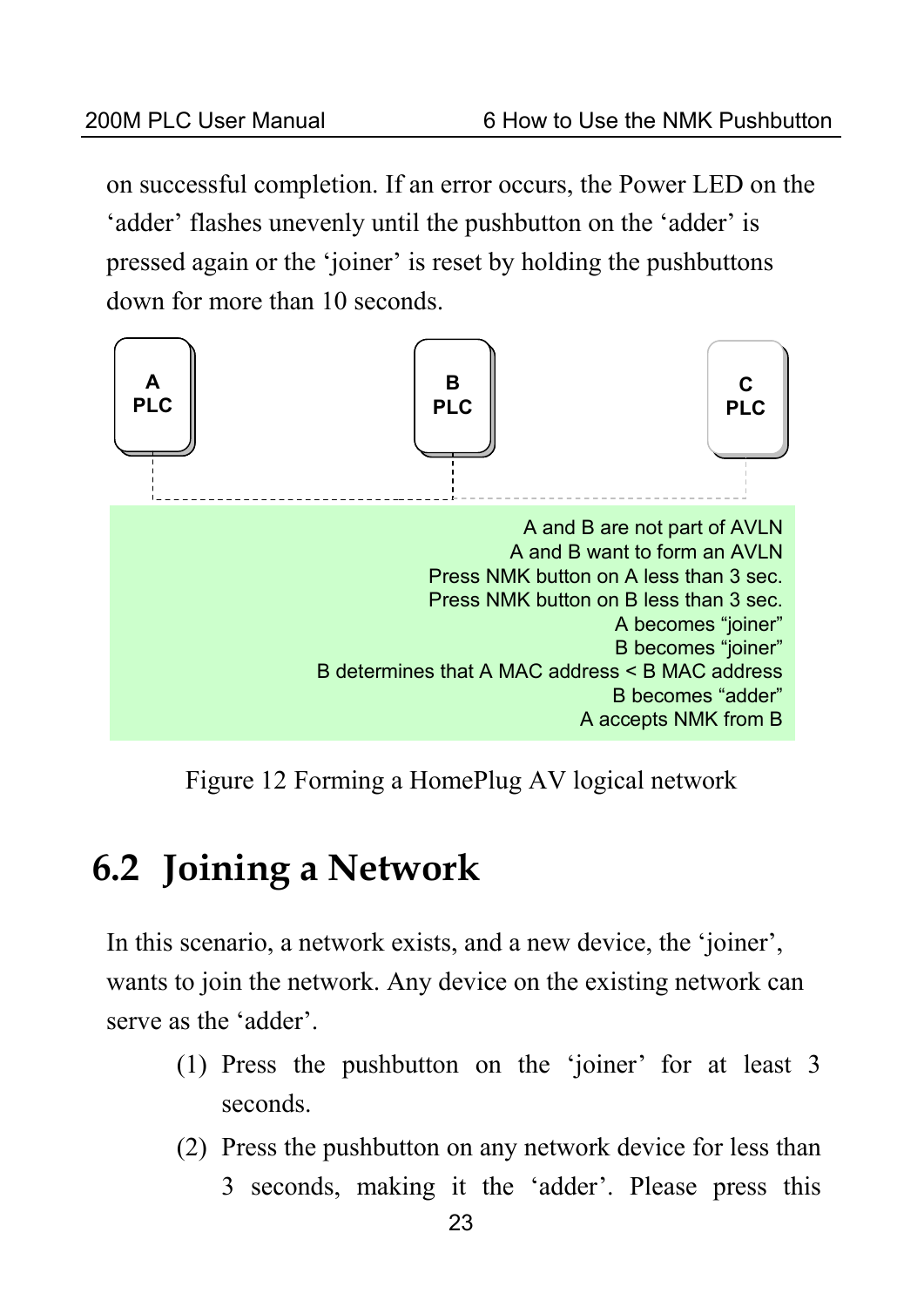on successful completion. If an error occurs, the Power LED on the 'adder' flashes unevenly until the pushbutton on the 'adder' is pressed again or the 'joiner' is reset by holding the pushbuttons down for more than 10 seconds.

A PLC

B PLC

C PLC

A and B are not part of AVLN
A and B want to form an AVLN
Press NMK button on A less than 3 sec.
Press NMK button on B less than 3 sec.
A becomes "joiner"
B becomes "joiner"
B determines that A MAC address < B MAC address
B becomes "adder"
A accepts NMK from B

Figure 12 Forming a HomePlug AV logical network

## 6.2 Joining a Network

In this scenario, a network exists, and a new device, the 'joiner', wants to join the network. Any device on the existing network can serve as the 'adder'.

(1) Press the pushbutton on the 'joiner' for at least 3 seconds.

(2) Press the pushbutton on any network device for less than 3 seconds, making it the 'adder'. Please press this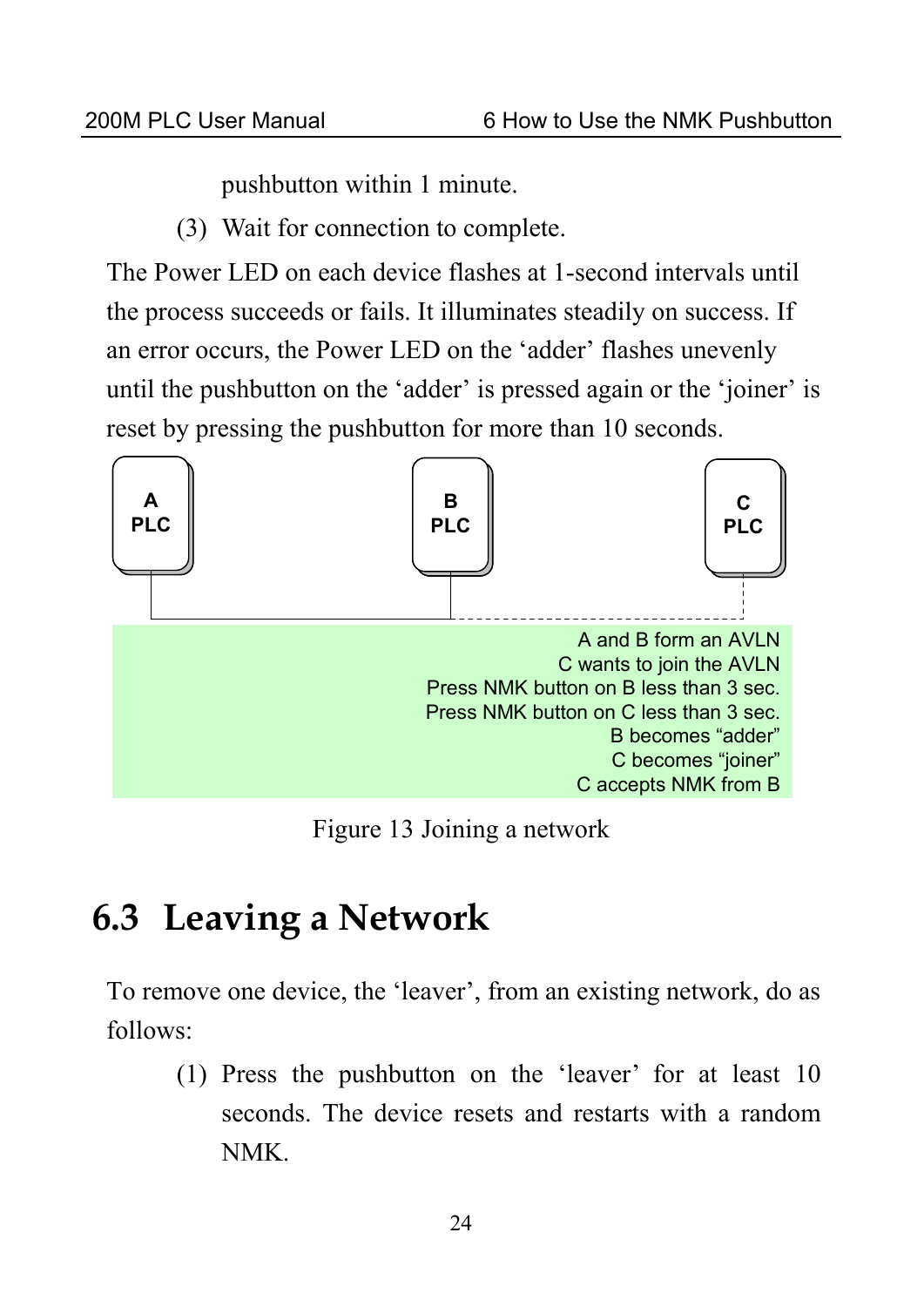pushbutton within 1 minute.

(3) Wait for connection to complete.

The Power LED on each device flashes at 1-second intervals until the process succeeds or fails. It illuminates steadily on success. If an error occurs, the Power LED on the 'adder' flashes unevenly until the pushbutton on the 'adder' is pressed again or the 'joiner' is reset by pressing the pushbutton for more than 10 seconds.

A PLC

B PLC

C PLC

A and B form an AVLN
C wants to join the AVLN
Press NMK button on B less than 3 sec.
Press NMK button on C less than 3 sec.
B becomes "adder"
C becomes "joiner"
C accepts NMK from B

Figure 13 Joining a network

## 6.3 Leaving a Network

To remove one device, the 'leaver', from an existing network, do as follows:

(1) Press the pushbutton on the 'leaver' for at least 10 seconds. The device resets and restarts with a random NMK.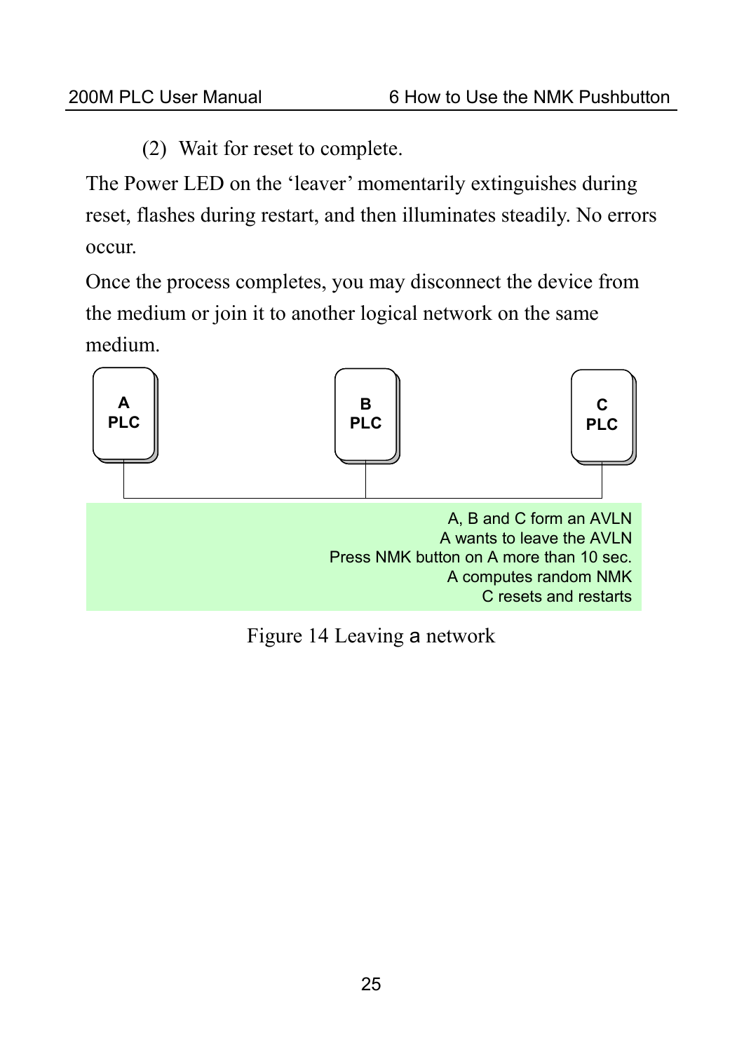(2) Wait for reset to complete.

The Power LED on the 'leaver' momentarily extinguishes during reset, flashes during restart, and then illuminates steadily. No errors occur.

Once the process completes, you may disconnect the device from the medium or join it to another logical network on the same medium.

A PLC

B PLC

C PLC

A, B and C form an AVLN
A wants to leave the AVLN
Press NMK button on A more than 10 sec.
A computes random NMK
C resets and restarts

Figure 14 Leaving a network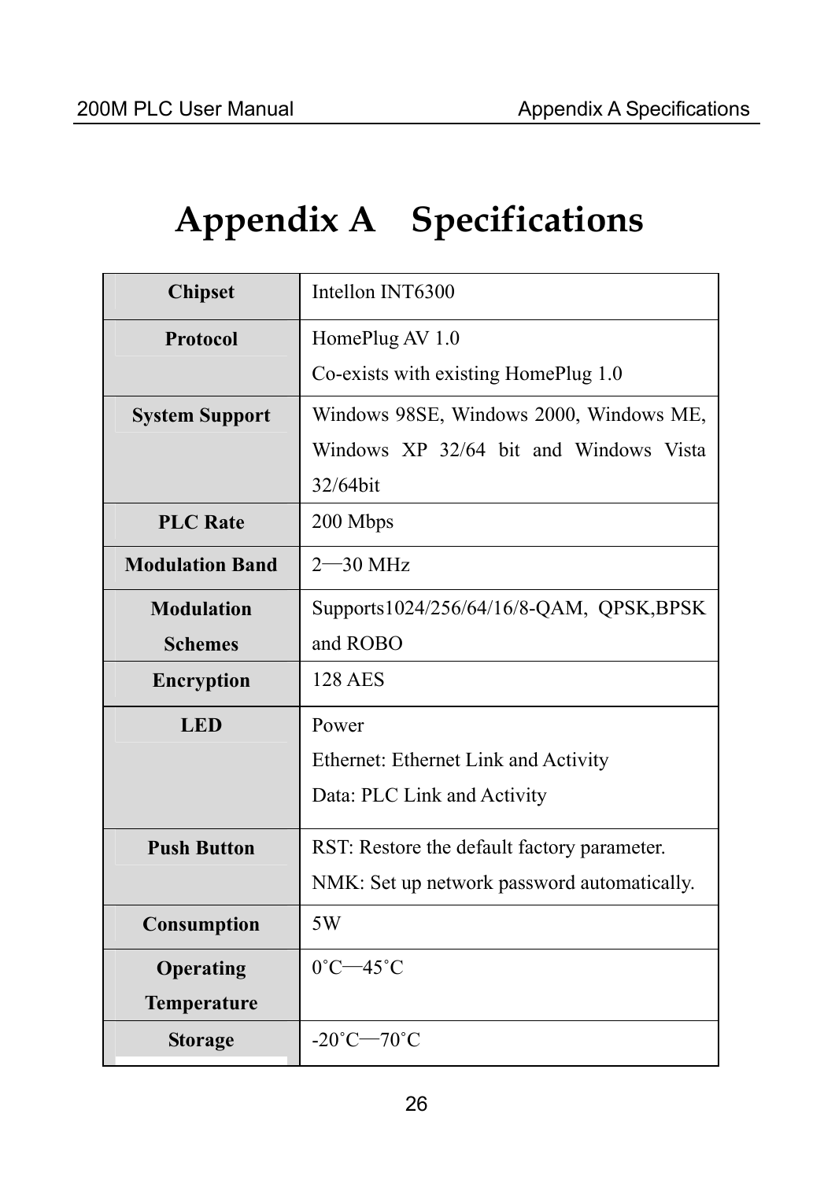# Appendix A Specifications

| Chipset | Intellon INT6300 |
|---|---|
| Protocol | HomePlug AV 1.0<br>Co-exists with existing HomePlug 1.0 |
| System Support | Windows 98SE, Windows 2000, Windows ME, Windows XP 32/64 bit and Windows Vista 32/64bit |
| PLC Rate | 200 Mbps |
| Modulation Band | 2—30 MHz |
| Modulation Schemes | Supports1024/256/64/16/8-QAM, QPSK,BPSK and ROBO |
| Encryption | 128 AES |
| LED | Power<br>Ethernet: Ethernet Link and Activity<br>Data: PLC Link and Activity |
| Push Button | RST: Restore the default factory parameter.<br>NMK: Set up network password automatically. |
| Consumption | 5W |
| Operating Temperature | 0˚C—45˚C |
| Storage | -20˚C—70˚C |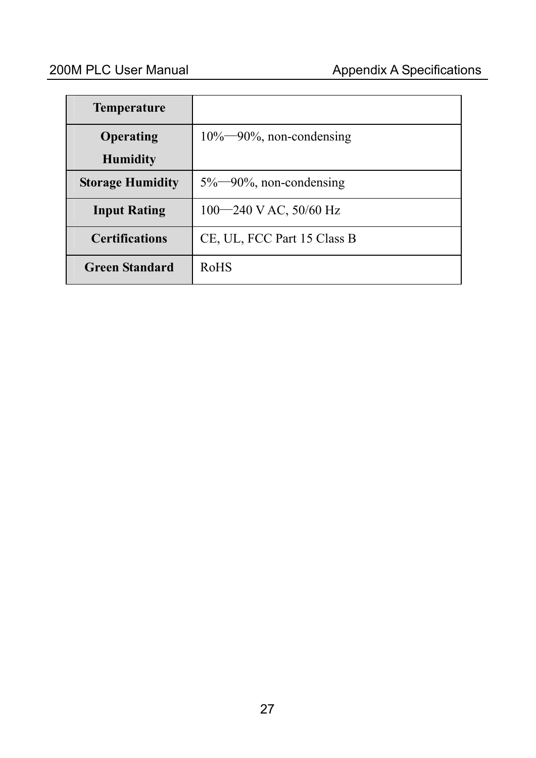| Temperature | |
| --- | --- |
| Operating Humidity | 10%—90%, non-condensing |
| Storage Humidity | 5%—90%, non-condensing |
| Input Rating | 100—240 V AC, 50/60 Hz |
| Certifications | CE, UL, FCC Part 15 Class B |
| Green Standard | RoHS |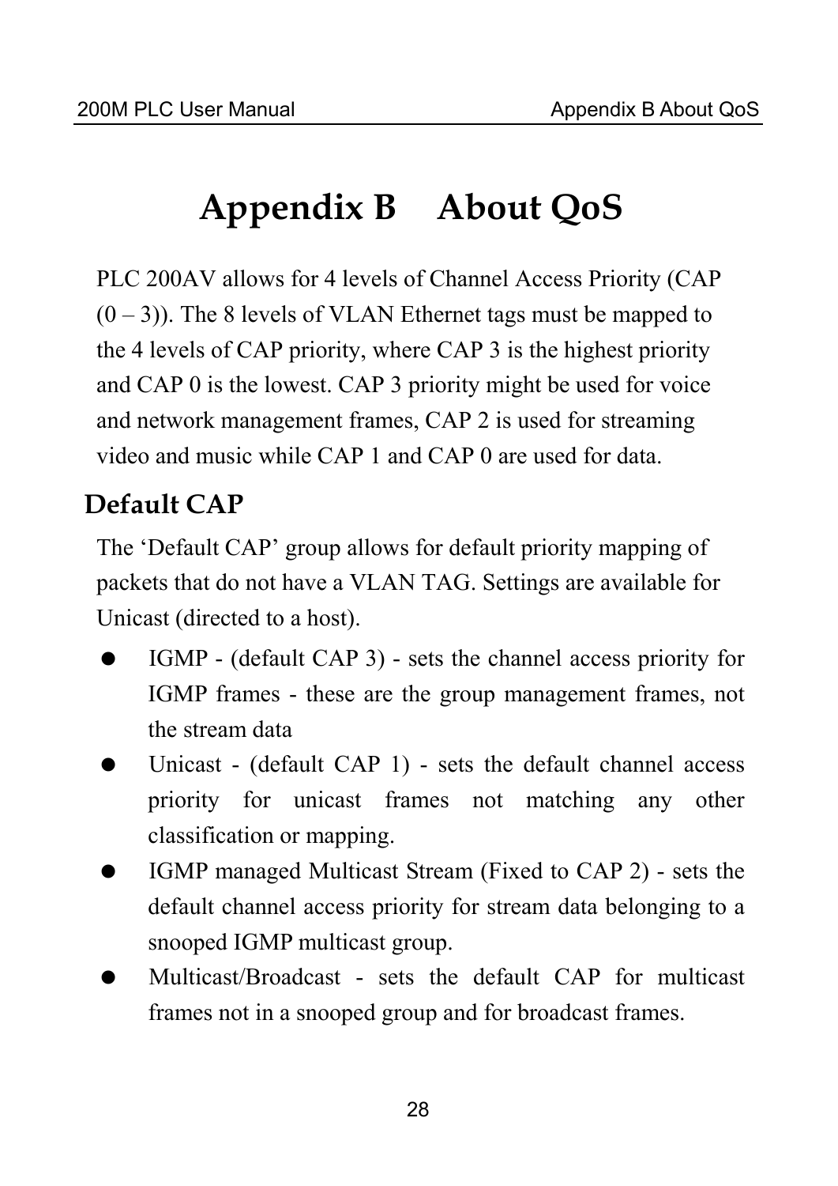# Appendix B About QoS

PLC 200AV allows for 4 levels of Channel Access Priority (CAP (0 – 3)). The 8 levels of VLAN Ethernet tags must be mapped to the 4 levels of CAP priority, where CAP 3 is the highest priority and CAP 0 is the lowest. CAP 3 priority might be used for voice and network management frames, CAP 2 is used for streaming video and music while CAP 1 and CAP 0 are used for data.

## Default CAP

The 'Default CAP' group allows for default priority mapping of packets that do not have a VLAN TAG. Settings are available for Unicast (directed to a host).

- IGMP - (default CAP 3) - sets the channel access priority for IGMP frames - these are the group management frames, not the stream data
- Unicast - (default CAP 1) - sets the default channel access priority for unicast frames not matching any other classification or mapping.
- IGMP managed Multicast Stream (Fixed to CAP 2) - sets the default channel access priority for stream data belonging to a snooped IGMP multicast group.
- Multicast/Broadcast - sets the default CAP for multicast frames not in a snooped group and for broadcast frames.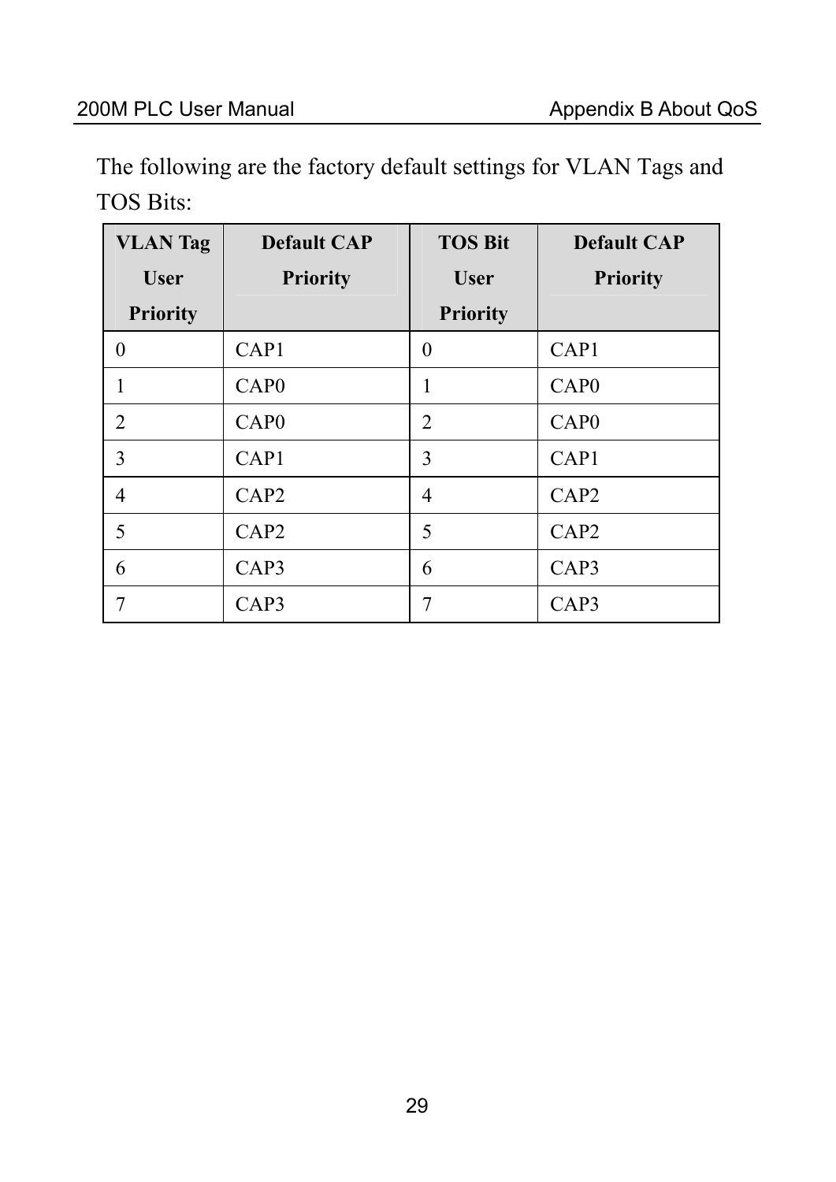The following are the factory default settings for VLAN Tags and TOS Bits:

| VLAN Tag User Priority | Default CAP Priority | TOS Bit User Priority | Default CAP Priority |
|---|---|---|---|
| 0 | CAP1 | 0 | CAP1 |
| 1 | CAP0 | 1 | CAP0 |
| 2 | CAP0 | 2 | CAP0 |
| 3 | CAP1 | 3 | CAP1 |
| 4 | CAP2 | 4 | CAP2 |
| 5 | CAP2 | 5 | CAP2 |
| 6 | CAP3 | 6 | CAP3 |
| 7 | CAP3 | 7 | CAP3 |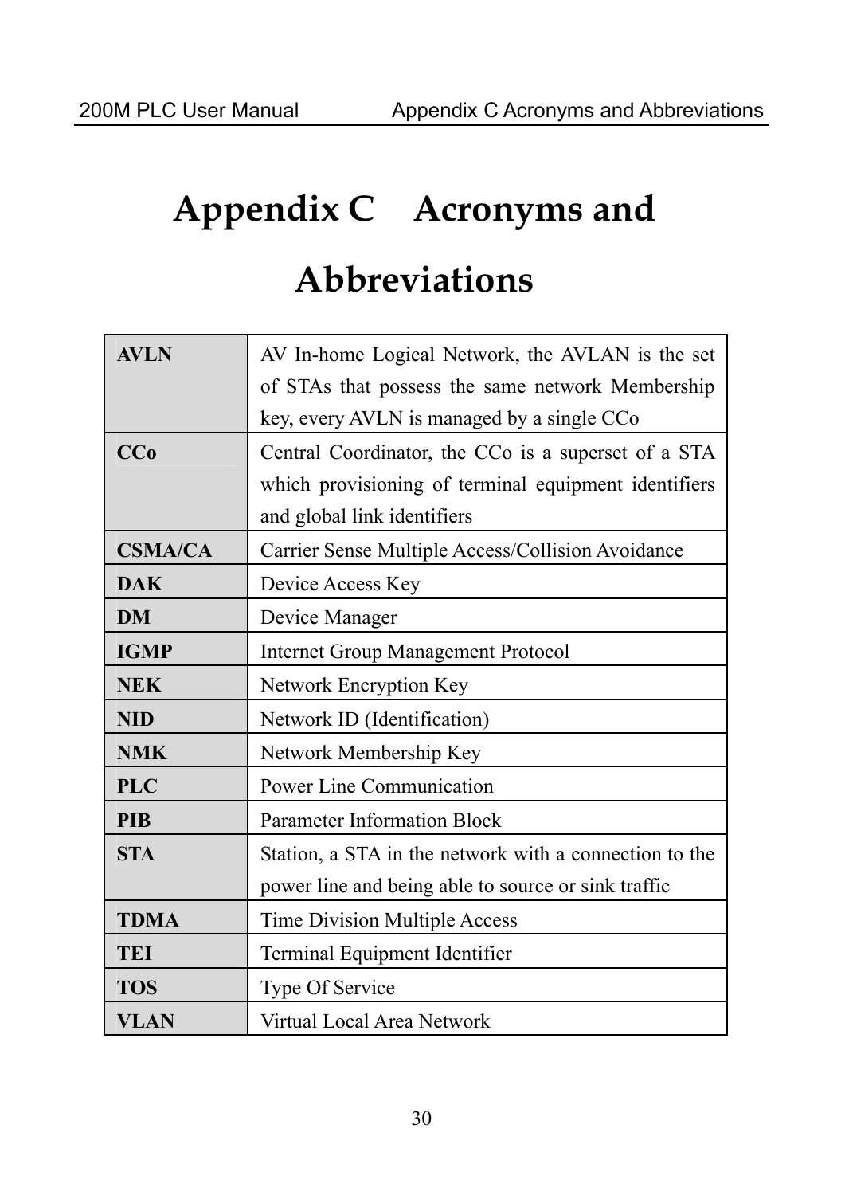# Appendix C Acronyms and Abbreviations

| | |
|---|---|
| **AVLN** | AV In-home Logical Network, the AVLAN is the set of STAs that possess the same network Membership key, every AVLN is managed by a single CCo |
| **CCo** | Central Coordinator, the CCo is a superset of a STA which provisioning of terminal equipment identifiers and global link identifiers |
| **CSMA/CA** | Carrier Sense Multiple Access/Collision Avoidance |
| **DAK** | Device Access Key |
| **DM** | Device Manager |
| **IGMP** | Internet Group Management Protocol |
| **NEK** | Network Encryption Key |
| **NID** | Network ID (Identification) |
| **NMK** | Network Membership Key |
| **PLC** | Power Line Communication |
| **PIB** | Parameter Information Block |
| **STA** | Station, a STA in the network with a connection to the power line and being able to source or sink traffic |
| **TDMA** | Time Division Multiple Access |
| **TEI** | Terminal Equipment Identifier |
| **TOS** | Type Of Service |
| **VLAN** | Virtual Local Area Network |